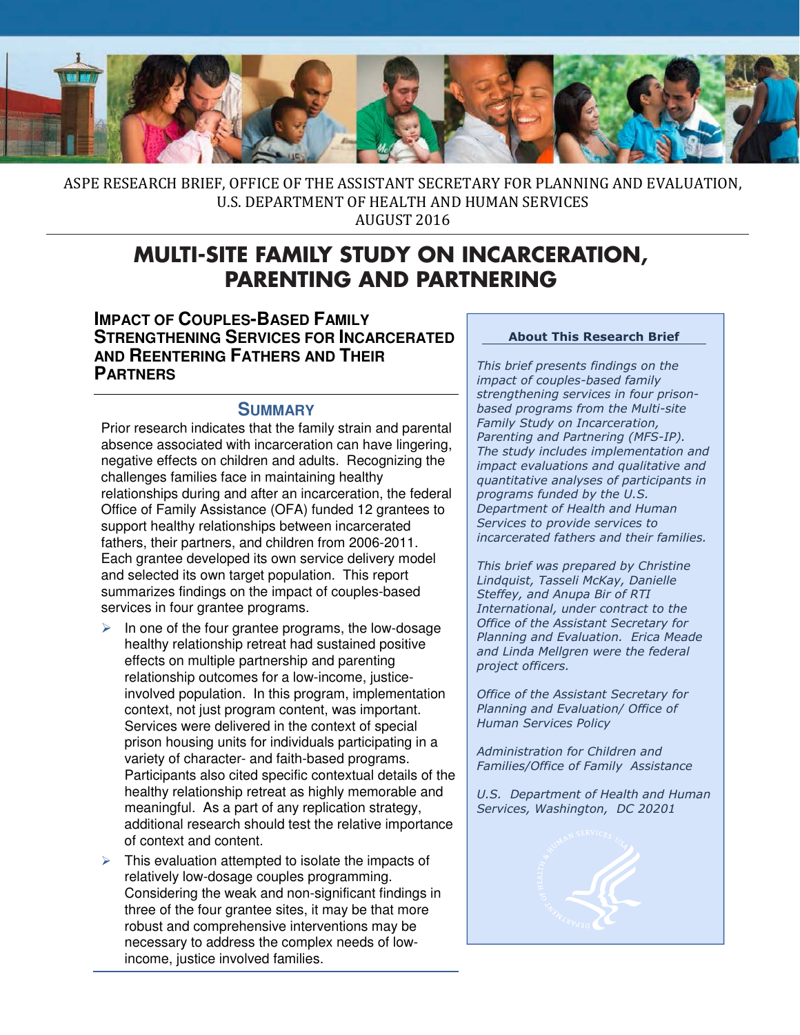ASPE RESEARCH BRIEF, OFFICE OF THE ASSISTANT SECRETARY FOR PLANNING AND EVALUATION, U.S. DEPARTMENT OF HEALTH AND HUMAN SERVICES
AUGUST 2016

# MULTI-SITE FAMILY STUDY ON INCARCERATION, PARENTING AND PARTNERING

## IMPACT OF COUPLES-BASED FAMILY STRENGTHENING SERVICES FOR INCARCERATED AND REENTERING FATHERS AND THEIR PARTNERS

### SUMMARY

Prior research indicates that the family strain and parental absence associated with incarceration can have lingering, negative effects on children and adults. Recognizing the challenges families face in maintaining healthy relationships during and after an incarceration, the federal Office of Family Assistance (OFA) funded 12 grantees to support healthy relationships between incarcerated fathers, their partners, and children from 2006-2011. Each grantee developed its own service delivery model and selected its own target population. This report summarizes findings on the impact of couples-based services in four grantee programs.

- In one of the four grantee programs, the low-dosage healthy relationship retreat had sustained positive effects on multiple partnership and parenting relationship outcomes for a low-income, justice-involved population. In this program, implementation context, not just program content, was important. Services were delivered in the context of special prison housing units for individuals participating in a variety of character- and faith-based programs. Participants also cited specific contextual details of the healthy relationship retreat as highly memorable and meaningful. As a part of any replication strategy, additional research should test the relative importance of context and content.
- This evaluation attempted to isolate the impacts of relatively low-dosage couples programming. Considering the weak and non-significant findings in three of the four grantee sites, it may be that more robust and comprehensive interventions may be necessary to address the complex needs of low-income, justice involved families.

**About This Research Brief**

*This brief presents findings on the impact of couples-based family strengthening services in four prison-based programs from the Multi-site Family Study on Incarceration, Parenting and Partnering (MFS-IP). The study includes implementation and impact evaluations and qualitative and quantitative analyses of participants in programs funded by the U.S. Department of Health and Human Services to provide services to incarcerated fathers and their families.*

*This brief was prepared by Christine Lindquist, Tasseli McKay, Danielle Steffey, and Anupa Bir of RTI International, under contract to the Office of the Assistant Secretary for Planning and Evaluation. Erica Meade and Linda Mellgren were the federal project officers.*

*Office of the Assistant Secretary for Planning and Evaluation/ Office of Human Services Policy*

*Administration for Children and Families/Office of Family Assistance*

*U.S. Department of Health and Human Services, Washington, DC 20201*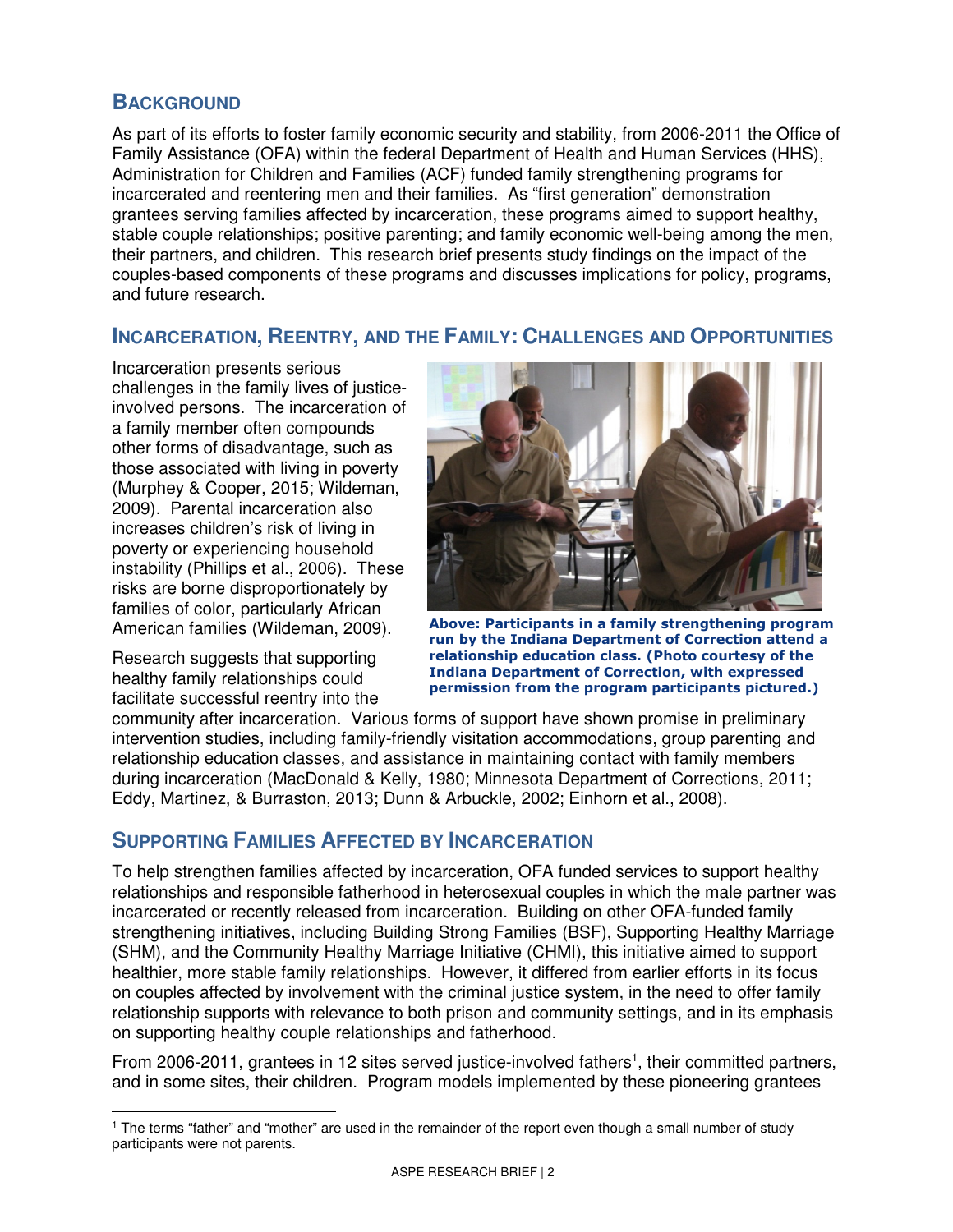## Background

As part of its efforts to foster family economic security and stability, from 2006-2011 the Office of Family Assistance (OFA) within the federal Department of Health and Human Services (HHS), Administration for Children and Families (ACF) funded family strengthening programs for incarcerated and reentering men and their families. As "first generation" demonstration grantees serving families affected by incarceration, these programs aimed to support healthy, stable couple relationships; positive parenting; and family economic well-being among the men, their partners, and children. This research brief presents study findings on the impact of the couples-based components of these programs and discusses implications for policy, programs, and future research.

## Incarceration, Reentry, and the Family: Challenges and Opportunities

Incarceration presents serious challenges in the family lives of justice-involved persons. The incarceration of a family member often compounds other forms of disadvantage, such as those associated with living in poverty (Murphey & Cooper, 2015; Wildeman, 2009). Parental incarceration also increases children's risk of living in poverty or experiencing household instability (Phillips et al., 2006). These risks are borne disproportionately by families of color, particularly African American families (Wildeman, 2009).

**Above: Participants in a family strengthening program run by the Indiana Department of Correction attend a relationship education class. (Photo courtesy of the Indiana Department of Correction, with expressed permission from the program participants pictured.)**

Research suggests that supporting healthy family relationships could facilitate successful reentry into the community after incarceration. Various forms of support have shown promise in preliminary intervention studies, including family-friendly visitation accommodations, group parenting and relationship education classes, and assistance in maintaining contact with family members during incarceration (MacDonald & Kelly, 1980; Minnesota Department of Corrections, 2011; Eddy, Martinez, & Burraston, 2013; Dunn & Arbuckle, 2002; Einhorn et al., 2008).

## Supporting Families Affected by Incarceration

To help strengthen families affected by incarceration, OFA funded services to support healthy relationships and responsible fatherhood in heterosexual couples in which the male partner was incarcerated or recently released from incarceration. Building on other OFA-funded family strengthening initiatives, including Building Strong Families (BSF), Supporting Healthy Marriage (SHM), and the Community Healthy Marriage Initiative (CHMI), this initiative aimed to support healthier, more stable family relationships. However, it differed from earlier efforts in its focus on couples affected by involvement with the criminal justice system, in the need to offer family relationship supports with relevance to both prison and community settings, and in its emphasis on supporting healthy couple relationships and fatherhood.

From 2006-2011, grantees in 12 sites served justice-involved fathers[1], their committed partners, and in some sites, their children. Program models implemented by these pioneering grantees

[1] The terms "father" and "mother" are used in the remainder of the report even though a small number of study participants were not parents.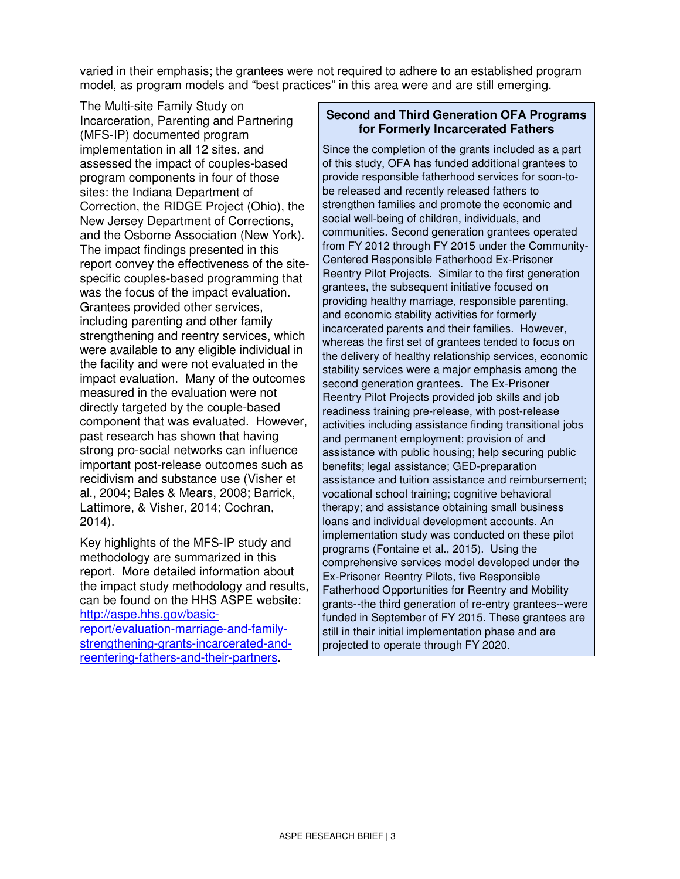varied in their emphasis; the grantees were not required to adhere to an established program model, as program models and "best practices" in this area were and are still emerging.

The Multi-site Family Study on Incarceration, Parenting and Partnering (MFS-IP) documented program implementation in all 12 sites, and assessed the impact of couples-based program components in four of those sites: the Indiana Department of Correction, the RIDGE Project (Ohio), the New Jersey Department of Corrections, and the Osborne Association (New York). The impact findings presented in this report convey the effectiveness of the site-specific couples-based programming that was the focus of the impact evaluation. Grantees provided other services, including parenting and other family strengthening and reentry services, which were available to any eligible individual in the facility and were not evaluated in the impact evaluation. Many of the outcomes measured in the evaluation were not directly targeted by the couple-based component that was evaluated. However, past research has shown that having strong pro-social networks can influence important post-release outcomes such as recidivism and substance use (Visher et al., 2004; Bales & Mears, 2008; Barrick, Lattimore, & Visher, 2014; Cochran, 2014).

Key highlights of the MFS-IP study and methodology are summarized in this report. More detailed information about the impact study methodology and results, can be found on the HHS ASPE website: [http://aspe.hhs.gov/basic-report/evaluation-marriage-and-family-strengthening-grants-incarcerated-and-reentering-fathers-and-their-partners](http://aspe.hhs.gov/basic-report/evaluation-marriage-and-family-strengthening-grants-incarcerated-and-reentering-fathers-and-their-partners).

**Second and Third Generation OFA Programs for Formerly Incarcerated Fathers**

Since the completion of the grants included as a part of this study, OFA has funded additional grantees to provide responsible fatherhood services for soon-to-be released and recently released fathers to strengthen families and promote the economic and social well-being of children, individuals, and communities. Second generation grantees operated from FY 2012 through FY 2015 under the Community-Centered Responsible Fatherhood Ex-Prisoner Reentry Pilot Projects. Similar to the first generation grantees, the subsequent initiative focused on providing healthy marriage, responsible parenting, and economic stability activities for formerly incarcerated parents and their families. However, whereas the first set of grantees tended to focus on the delivery of healthy relationship services, economic stability services were a major emphasis among the second generation grantees. The Ex-Prisoner Reentry Pilot Projects provided job skills and job readiness training pre-release, with post-release activities including assistance finding transitional jobs and permanent employment; provision of and assistance with public housing; help securing public benefits; legal assistance; GED-preparation assistance and tuition assistance and reimbursement; vocational school training; cognitive behavioral therapy; and assistance obtaining small business loans and individual development accounts. An implementation study was conducted on these pilot programs (Fontaine et al., 2015). Using the comprehensive services model developed under the Ex-Prisoner Reentry Pilots, five Responsible Fatherhood Opportunities for Reentry and Mobility grants--the third generation of re-entry grantees--were funded in September of FY 2015. These grantees are still in their initial implementation phase and are projected to operate through FY 2020.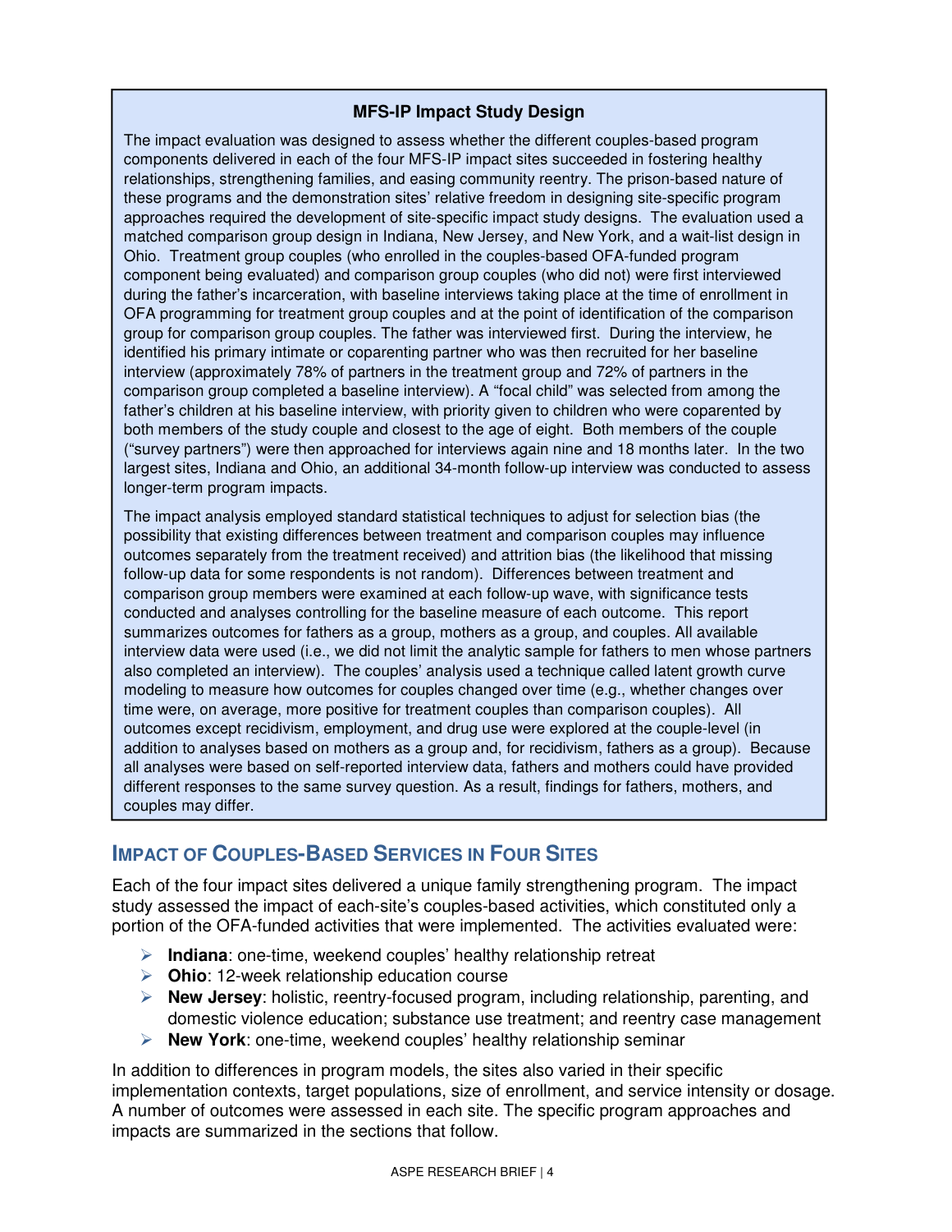### MFS-IP Impact Study Design

The impact evaluation was designed to assess whether the different couples-based program components delivered in each of the four MFS-IP impact sites succeeded in fostering healthy relationships, strengthening families, and easing community reentry. The prison-based nature of these programs and the demonstration sites' relative freedom in designing site-specific program approaches required the development of site-specific impact study designs. The evaluation used a matched comparison group design in Indiana, New Jersey, and New York, and a wait-list design in Ohio. Treatment group couples (who enrolled in the couples-based OFA-funded program component being evaluated) and comparison group couples (who did not) were first interviewed during the father's incarceration, with baseline interviews taking place at the time of enrollment in OFA programming for treatment group couples and at the point of identification of the comparison group for comparison group couples. The father was interviewed first. During the interview, he identified his primary intimate or coparenting partner who was then recruited for her baseline interview (approximately 78% of partners in the treatment group and 72% of partners in the comparison group completed a baseline interview). A "focal child" was selected from among the father's children at his baseline interview, with priority given to children who were coparented by both members of the study couple and closest to the age of eight. Both members of the couple ("survey partners") were then approached for interviews again nine and 18 months later. In the two largest sites, Indiana and Ohio, an additional 34-month follow-up interview was conducted to assess longer-term program impacts.

The impact analysis employed standard statistical techniques to adjust for selection bias (the possibility that existing differences between treatment and comparison couples may influence outcomes separately from the treatment received) and attrition bias (the likelihood that missing follow-up data for some respondents is not random). Differences between treatment and comparison group members were examined at each follow-up wave, with significance tests conducted and analyses controlling for the baseline measure of each outcome. This report summarizes outcomes for fathers as a group, mothers as a group, and couples. All available interview data were used (i.e., we did not limit the analytic sample for fathers to men whose partners also completed an interview). The couples' analysis used a technique called latent growth curve modeling to measure how outcomes for couples changed over time (e.g., whether changes over time were, on average, more positive for treatment couples than comparison couples). All outcomes except recidivism, employment, and drug use were explored at the couple-level (in addition to analyses based on mothers as a group and, for recidivism, fathers as a group). Because all analyses were based on self-reported interview data, fathers and mothers could have provided different responses to the same survey question. As a result, findings for fathers, mothers, and couples may differ.

## IMPACT OF COUPLES-BASED SERVICES IN FOUR SITES

Each of the four impact sites delivered a unique family strengthening program. The impact study assessed the impact of each-site's couples-based activities, which constituted only a portion of the OFA-funded activities that were implemented. The activities evaluated were:

- **Indiana**: one-time, weekend couples' healthy relationship retreat
- **Ohio**: 12-week relationship education course
- **New Jersey**: holistic, reentry-focused program, including relationship, parenting, and domestic violence education; substance use treatment; and reentry case management
- **New York**: one-time, weekend couples' healthy relationship seminar

In addition to differences in program models, the sites also varied in their specific implementation contexts, target populations, size of enrollment, and service intensity or dosage. A number of outcomes were assessed in each site. The specific program approaches and impacts are summarized in the sections that follow.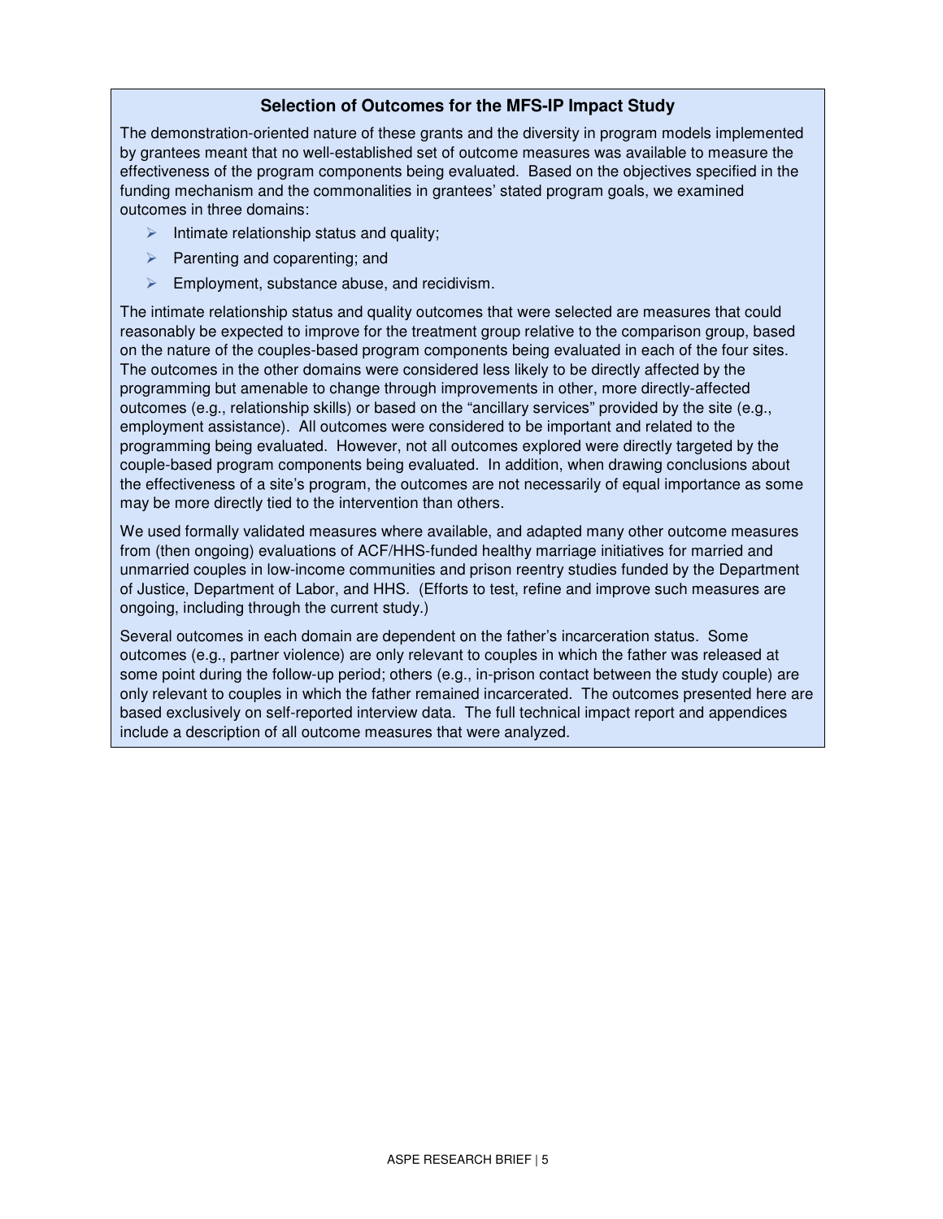### Selection of Outcomes for the MFS-IP Impact Study

The demonstration-oriented nature of these grants and the diversity in program models implemented by grantees meant that no well-established set of outcome measures was available to measure the effectiveness of the program components being evaluated. Based on the objectives specified in the funding mechanism and the commonalities in grantees' stated program goals, we examined outcomes in three domains:

- Intimate relationship status and quality;
- Parenting and coparenting; and
- Employment, substance abuse, and recidivism.

The intimate relationship status and quality outcomes that were selected are measures that could reasonably be expected to improve for the treatment group relative to the comparison group, based on the nature of the couples-based program components being evaluated in each of the four sites. The outcomes in the other domains were considered less likely to be directly affected by the programming but amenable to change through improvements in other, more directly-affected outcomes (e.g., relationship skills) or based on the "ancillary services" provided by the site (e.g., employment assistance). All outcomes were considered to be important and related to the programming being evaluated. However, not all outcomes explored were directly targeted by the couple-based program components being evaluated. In addition, when drawing conclusions about the effectiveness of a site's program, the outcomes are not necessarily of equal importance as some may be more directly tied to the intervention than others.

We used formally validated measures where available, and adapted many other outcome measures from (then ongoing) evaluations of ACF/HHS-funded healthy marriage initiatives for married and unmarried couples in low-income communities and prison reentry studies funded by the Department of Justice, Department of Labor, and HHS. (Efforts to test, refine and improve such measures are ongoing, including through the current study.)

Several outcomes in each domain are dependent on the father's incarceration status. Some outcomes (e.g., partner violence) are only relevant to couples in which the father was released at some point during the follow-up period; others (e.g., in-prison contact between the study couple) are only relevant to couples in which the father remained incarcerated. The outcomes presented here are based exclusively on self-reported interview data. The full technical impact report and appendices include a description of all outcome measures that were analyzed.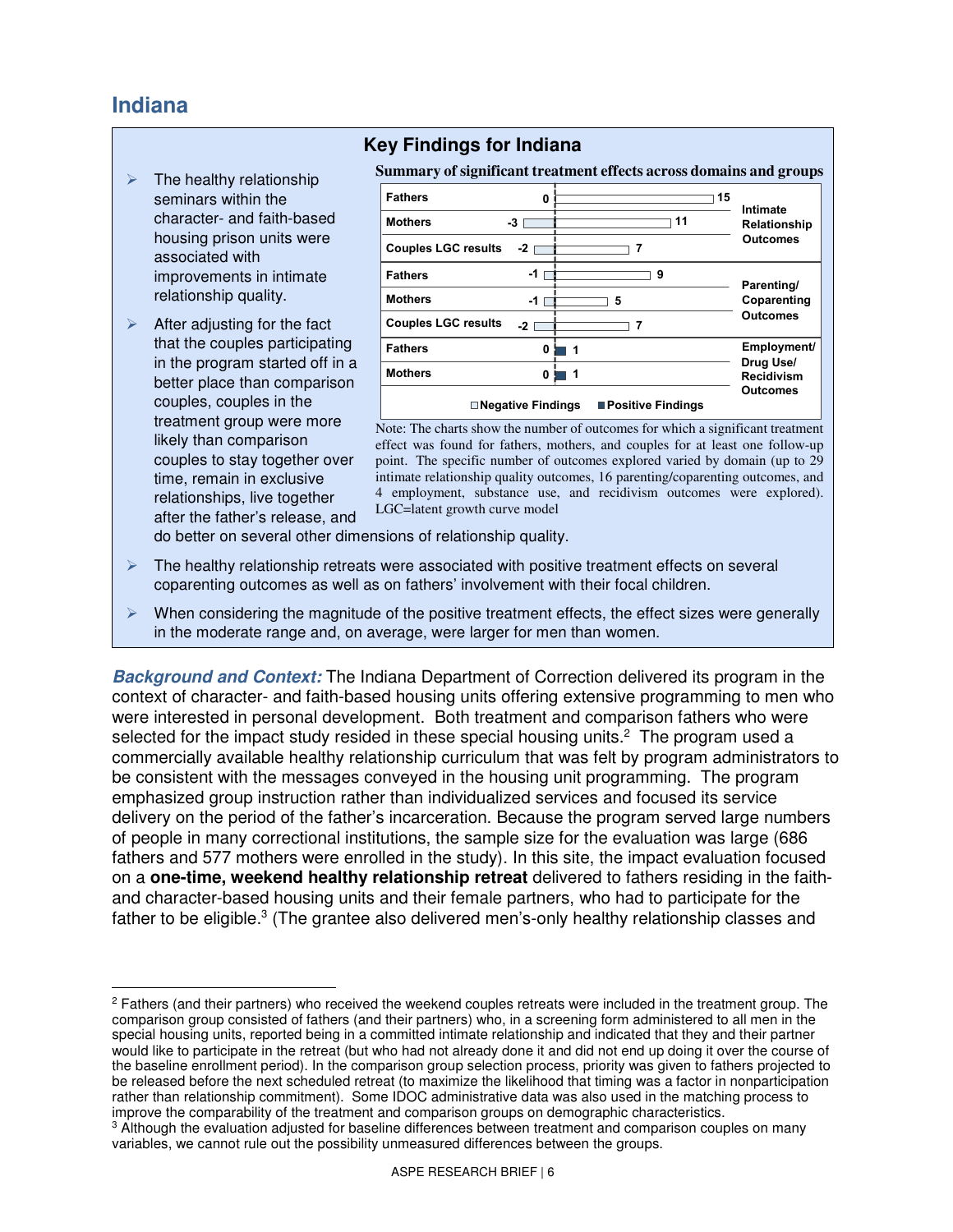## Indiana

### Key Findings for Indiana

- The healthy relationship seminars within the character- and faith-based housing prison units were associated with improvements in intimate relationship quality.
- After adjusting for the fact that the couples participating in the program started off in a better place than comparison couples, couples in the treatment group were more likely than comparison couples to stay together over time, remain in exclusive relationships, live together after the father's release, and do better on several other dimensions of relationship quality.
- The healthy relationship retreats were associated with positive treatment effects on several coparenting outcomes as well as on fathers' involvement with their focal children.
- When considering the magnitude of the positive treatment effects, the effect sizes were generally in the moderate range and, on average, were larger for men than women.

**Summary of significant treatment effects across domains and groups**

| Group | Negative Findings | Positive Findings | Domain |
|---|---|---|---|
| Fathers | 0 | 15 | Intimate Relationship Outcomes |
| Mothers | -3 | 11 | Intimate Relationship Outcomes |
| Couples LGC results | -2 | 7 | Intimate Relationship Outcomes |
| Fathers | -1 | 9 | Parenting/ Coparenting Outcomes |
| Mothers | -1 | 5 | Parenting/ Coparenting Outcomes |
| Couples LGC results | -2 | 7 | Parenting/ Coparenting Outcomes |
| Fathers | 0 | 1 | Employment/ Drug Use/ Recidivism Outcomes |
| Mothers | 0 | 1 | Employment/ Drug Use/ Recidivism Outcomes |

Note: The charts show the number of outcomes for which a significant treatment effect was found for fathers, mothers, and couples for at least one follow-up point. The specific number of outcomes explored varied by domain (up to 29 intimate relationship quality outcomes, 16 parenting/coparenting outcomes, and 4 employment, substance use, and recidivism outcomes were explored). LGC=latent growth curve model

***Background and Context:*** The Indiana Department of Correction delivered its program in the context of character- and faith-based housing units offering extensive programming to men who were interested in personal development. Both treatment and comparison fathers who were selected for the impact study resided in these special housing units.[2] The program used a commercially available healthy relationship curriculum that was felt by program administrators to be consistent with the messages conveyed in the housing unit programming. The program emphasized group instruction rather than individualized services and focused its service delivery on the period of the father's incarceration. Because the program served large numbers of people in many correctional institutions, the sample size for the evaluation was large (686 fathers and 577 mothers were enrolled in the study). In this site, the impact evaluation focused on a **one-time, weekend healthy relationship retreat** delivered to fathers residing in the faith- and character-based housing units and their female partners, who had to participate for the father to be eligible.[3] (The grantee also delivered men's-only healthy relationship classes and

---

[2] Fathers (and their partners) who received the weekend couples retreats were included in the treatment group. The comparison group consisted of fathers (and their partners) who, in a screening form administered to all men in the special housing units, reported being in a committed intimate relationship and indicated that they and their partner would like to participate in the retreat (but who had not already done it and did not end up doing it over the course of the baseline enrollment period). In the comparison group selection process, priority was given to fathers projected to be released before the next scheduled retreat (to maximize the likelihood that timing was a factor in nonparticipation rather than relationship commitment). Some IDOC administrative data was also used in the matching process to improve the comparability of the treatment and comparison groups on demographic characteristics.

[3] Although the evaluation adjusted for baseline differences between treatment and comparison couples on many variables, we cannot rule out the possibility unmeasured differences between the groups.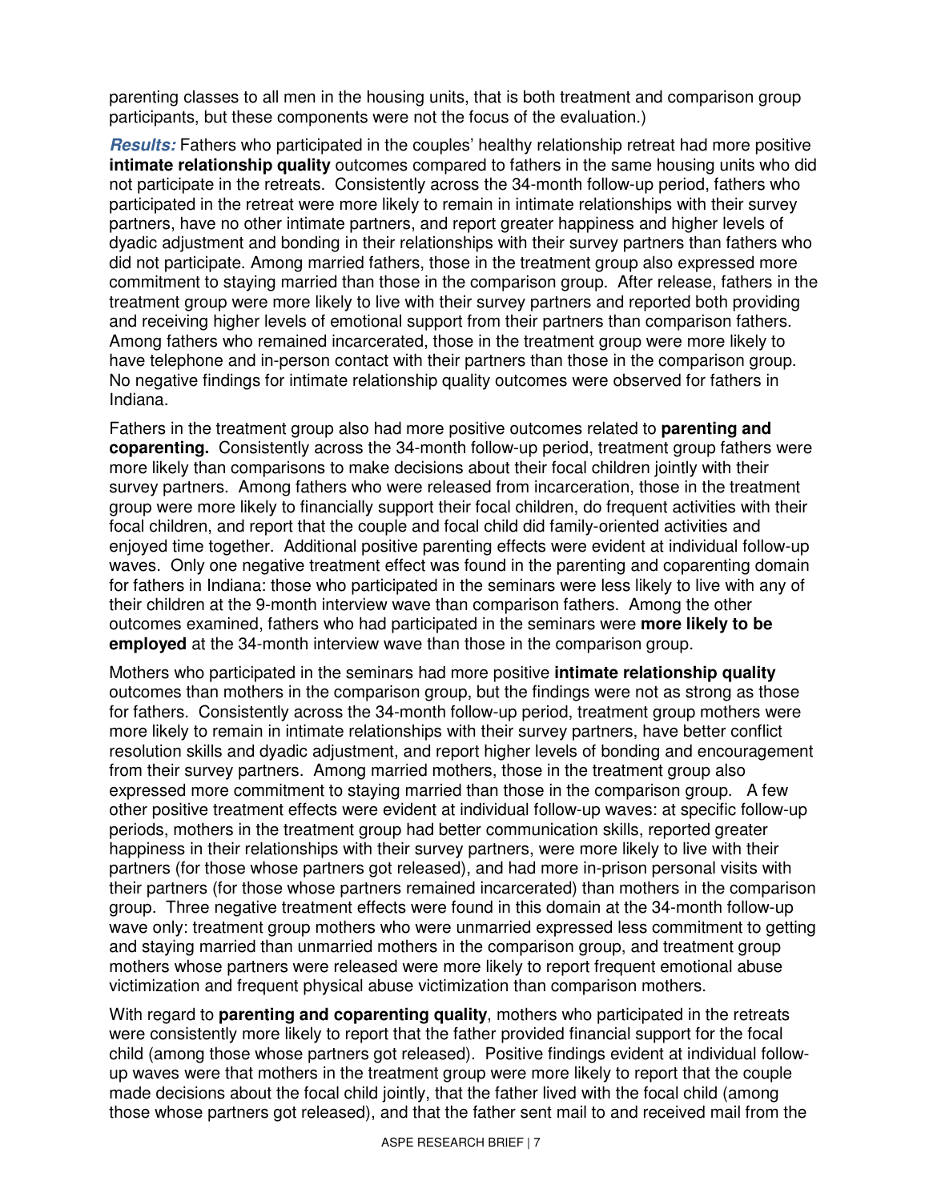parenting classes to all men in the housing units, that is both treatment and comparison group participants, but these components were not the focus of the evaluation.)

***Results:*** Fathers who participated in the couples' healthy relationship retreat had more positive **intimate relationship quality** outcomes compared to fathers in the same housing units who did not participate in the retreats. Consistently across the 34-month follow-up period, fathers who participated in the retreat were more likely to remain in intimate relationships with their survey partners, have no other intimate partners, and report greater happiness and higher levels of dyadic adjustment and bonding in their relationships with their survey partners than fathers who did not participate. Among married fathers, those in the treatment group also expressed more commitment to staying married than those in the comparison group. After release, fathers in the treatment group were more likely to live with their survey partners and reported both providing and receiving higher levels of emotional support from their partners than comparison fathers. Among fathers who remained incarcerated, those in the treatment group were more likely to have telephone and in-person contact with their partners than those in the comparison group. No negative findings for intimate relationship quality outcomes were observed for fathers in Indiana.

Fathers in the treatment group also had more positive outcomes related to **parenting and coparenting.** Consistently across the 34-month follow-up period, treatment group fathers were more likely than comparisons to make decisions about their focal children jointly with their survey partners. Among fathers who were released from incarceration, those in the treatment group were more likely to financially support their focal children, do frequent activities with their focal children, and report that the couple and focal child did family-oriented activities and enjoyed time together. Additional positive parenting effects were evident at individual follow-up waves. Only one negative treatment effect was found in the parenting and coparenting domain for fathers in Indiana: those who participated in the seminars were less likely to live with any of their children at the 9-month interview wave than comparison fathers. Among the other outcomes examined, fathers who had participated in the seminars were **more likely to be employed** at the 34-month interview wave than those in the comparison group.

Mothers who participated in the seminars had more positive **intimate relationship quality** outcomes than mothers in the comparison group, but the findings were not as strong as those for fathers. Consistently across the 34-month follow-up period, treatment group mothers were more likely to remain in intimate relationships with their survey partners, have better conflict resolution skills and dyadic adjustment, and report higher levels of bonding and encouragement from their survey partners. Among married mothers, those in the treatment group also expressed more commitment to staying married than those in the comparison group. A few other positive treatment effects were evident at individual follow-up waves: at specific follow-up periods, mothers in the treatment group had better communication skills, reported greater happiness in their relationships with their survey partners, were more likely to live with their partners (for those whose partners got released), and had more in-prison personal visits with their partners (for those whose partners remained incarcerated) than mothers in the comparison group. Three negative treatment effects were found in this domain at the 34-month follow-up wave only: treatment group mothers who were unmarried expressed less commitment to getting and staying married than unmarried mothers in the comparison group, and treatment group mothers whose partners were released were more likely to report frequent emotional abuse victimization and frequent physical abuse victimization than comparison mothers.

With regard to **parenting and coparenting quality**, mothers who participated in the retreats were consistently more likely to report that the father provided financial support for the focal child (among those whose partners got released). Positive findings evident at individual follow-up waves were that mothers in the treatment group were more likely to report that the couple made decisions about the focal child jointly, that the father lived with the focal child (among those whose partners got released), and that the father sent mail to and received mail from the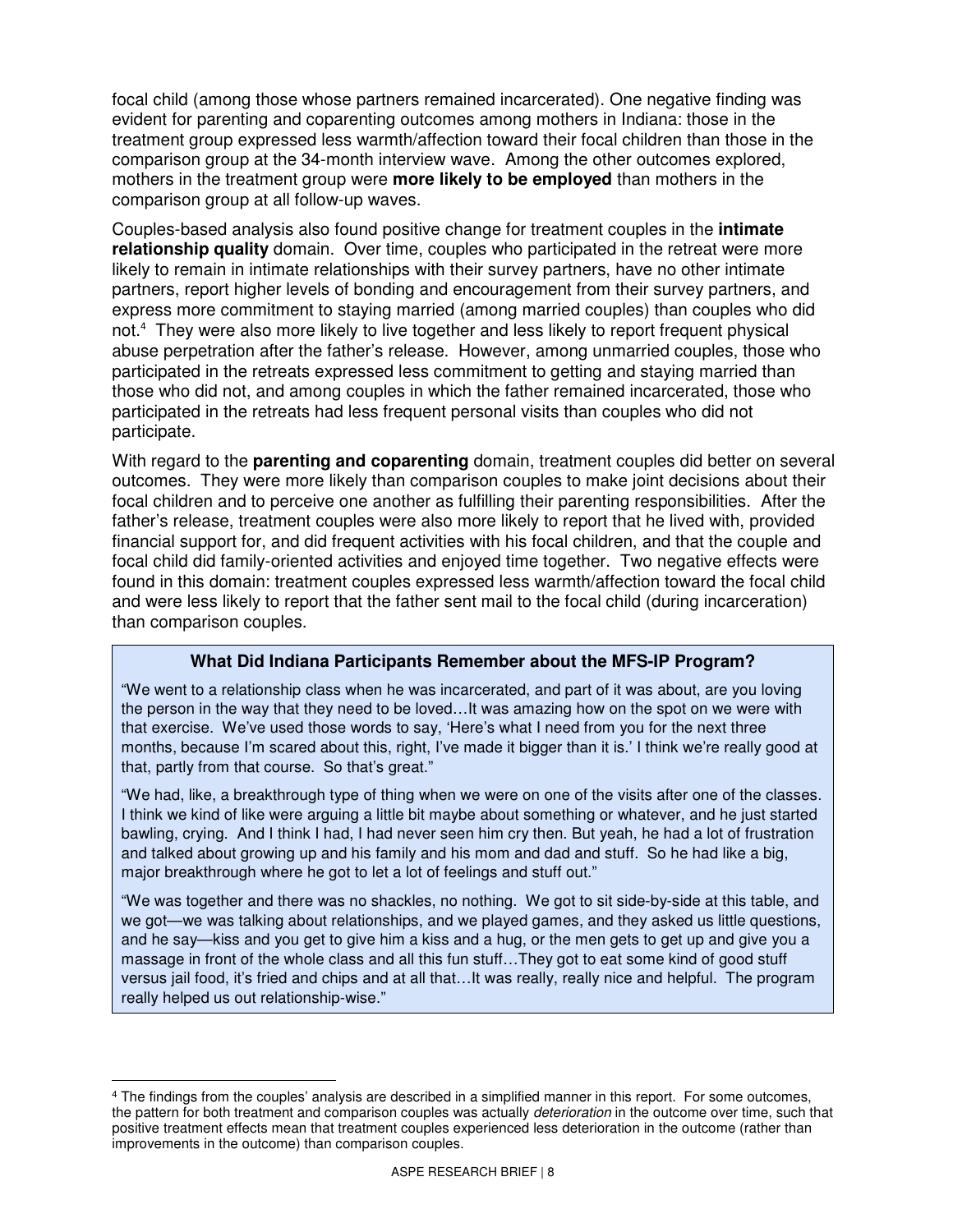focal child (among those whose partners remained incarcerated). One negative finding was evident for parenting and coparenting outcomes among mothers in Indiana: those in the treatment group expressed less warmth/affection toward their focal children than those in the comparison group at the 34-month interview wave. Among the other outcomes explored, mothers in the treatment group were **more likely to be employed** than mothers in the comparison group at all follow-up waves.

Couples-based analysis also found positive change for treatment couples in the **intimate relationship quality** domain. Over time, couples who participated in the retreat were more likely to remain in intimate relationships with their survey partners, have no other intimate partners, report higher levels of bonding and encouragement from their survey partners, and express more commitment to staying married (among married couples) than couples who did not.[4] They were also more likely to live together and less likely to report frequent physical abuse perpetration after the father's release. However, among unmarried couples, those who participated in the retreats expressed less commitment to getting and staying married than those who did not, and among couples in which the father remained incarcerated, those who participated in the retreats had less frequent personal visits than couples who did not participate.

With regard to the **parenting and coparenting** domain, treatment couples did better on several outcomes. They were more likely than comparison couples to make joint decisions about their focal children and to perceive one another as fulfilling their parenting responsibilities. After the father's release, treatment couples were also more likely to report that he lived with, provided financial support for, and did frequent activities with his focal children, and that the couple and focal child did family-oriented activities and enjoyed time together. Two negative effects were found in this domain: treatment couples expressed less warmth/affection toward the focal child and were less likely to report that the father sent mail to the focal child (during incarceration) than comparison couples.

### What Did Indiana Participants Remember about the MFS-IP Program?

"We went to a relationship class when he was incarcerated, and part of it was about, are you loving the person in the way that they need to be loved…It was amazing how on the spot on we were with that exercise. We've used those words to say, 'Here's what I need from you for the next three months, because I'm scared about this, right, I've made it bigger than it is.' I think we're really good at that, partly from that course. So that's great."

"We had, like, a breakthrough type of thing when we were on one of the visits after one of the classes. I think we kind of like were arguing a little bit maybe about something or whatever, and he just started bawling, crying. And I think I had, I had never seen him cry then. But yeah, he had a lot of frustration and talked about growing up and his family and his mom and dad and stuff. So he had like a big, major breakthrough where he got to let a lot of feelings and stuff out."

"We was together and there was no shackles, no nothing. We got to sit side-by-side at this table, and we got—we was talking about relationships, and we played games, and they asked us little questions, and he say—kiss and you get to give him a kiss and a hug, or the men gets to get up and give you a massage in front of the whole class and all this fun stuff…They got to eat some kind of good stuff versus jail food, it's fried and chips and at all that…It was really, really nice and helpful. The program really helped us out relationship-wise."

---

[4] The findings from the couples' analysis are described in a simplified manner in this report. For some outcomes, the pattern for both treatment and comparison couples was actually *deterioration* in the outcome over time, such that positive treatment effects mean that treatment couples experienced less deterioration in the outcome (rather than improvements in the outcome) than comparison couples.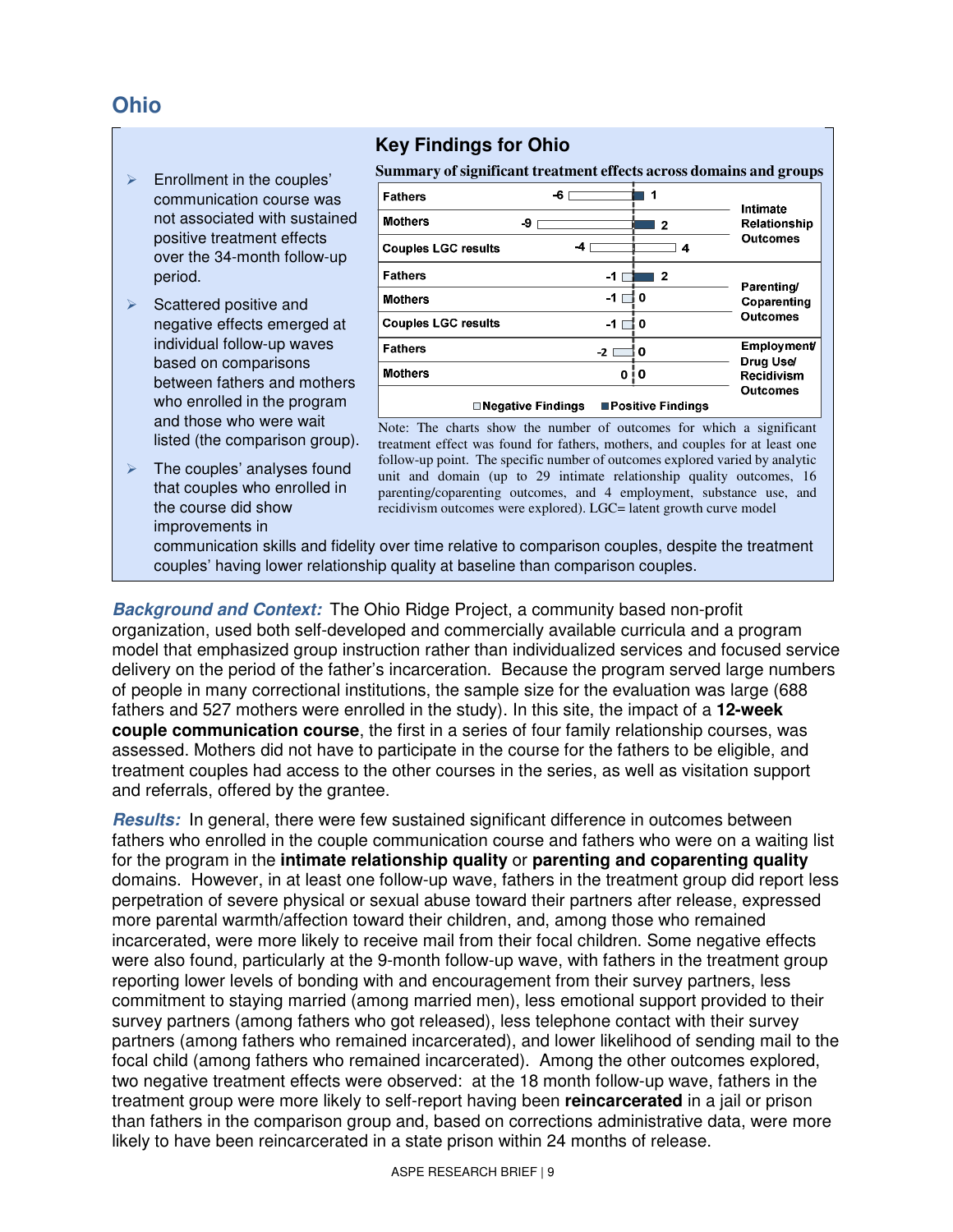## Ohio

### Key Findings for Ohio

- Enrollment in the couples' communication course was not associated with sustained positive treatment effects over the 34-month follow-up period.
- Scattered positive and negative effects emerged at individual follow-up waves based on comparisons between fathers and mothers who enrolled in the program and those who were wait listed (the comparison group).
- The couples' analyses found that couples who enrolled in the course did show improvements in communication skills and fidelity over time relative to comparison couples, despite the treatment couples' having lower relationship quality at baseline than comparison couples.

**Summary of significant treatment effects across domains and groups**

| Group | Negative Findings | Positive Findings | Domain |
|---|---|---|---|
| Fathers | -6 | 1 | Intimate Relationship Outcomes |
| Mothers | -9 | 2 | Intimate Relationship Outcomes |
| Couples LGC results | -4 | 4 | Intimate Relationship Outcomes |
| Fathers | -1 | 2 | Parenting/ Coparenting Outcomes |
| Mothers | -1 | 0 | Parenting/ Coparenting Outcomes |
| Couples LGC results | -1 | 0 | Parenting/ Coparenting Outcomes |
| Fathers | -2 | 0 | Employment/ Drug Use/ Recidivism Outcomes |
| Mothers | 0 | 0 | Employment/ Drug Use/ Recidivism Outcomes |

Note: The charts show the number of outcomes for which a significant treatment effect was found for fathers, mothers, and couples for at least one follow-up point. The specific number of outcomes explored varied by analytic unit and domain (up to 29 intimate relationship quality outcomes, 16 parenting/coparenting outcomes, and 4 employment, substance use, and recidivism outcomes were explored). LGC= latent growth curve model

***Background and Context:*** The Ohio Ridge Project, a community based non-profit organization, used both self-developed and commercially available curricula and a program model that emphasized group instruction rather than individualized services and focused service delivery on the period of the father's incarceration. Because the program served large numbers of people in many correctional institutions, the sample size for the evaluation was large (688 fathers and 527 mothers were enrolled in the study). In this site, the impact of a **12-week couple communication course**, the first in a series of four family relationship courses, was assessed. Mothers did not have to participate in the course for the fathers to be eligible, and treatment couples had access to the other courses in the series, as well as visitation support and referrals, offered by the grantee.

***Results:*** In general, there were few sustained significant difference in outcomes between fathers who enrolled in the couple communication course and fathers who were on a waiting list for the program in the **intimate relationship quality** or **parenting and coparenting quality** domains. However, in at least one follow-up wave, fathers in the treatment group did report less perpetration of severe physical or sexual abuse toward their partners after release, expressed more parental warmth/affection toward their children, and, among those who remained incarcerated, were more likely to receive mail from their focal children. Some negative effects were also found, particularly at the 9-month follow-up wave, with fathers in the treatment group reporting lower levels of bonding with and encouragement from their survey partners, less commitment to staying married (among married men), less emotional support provided to their survey partners (among fathers who got released), less telephone contact with their survey partners (among fathers who remained incarcerated), and lower likelihood of sending mail to the focal child (among fathers who remained incarcerated). Among the other outcomes explored, two negative treatment effects were observed: at the 18 month follow-up wave, fathers in the treatment group were more likely to self-report having been **reincarcerated** in a jail or prison than fathers in the comparison group and, based on corrections administrative data, were more likely to have been reincarcerated in a state prison within 24 months of release.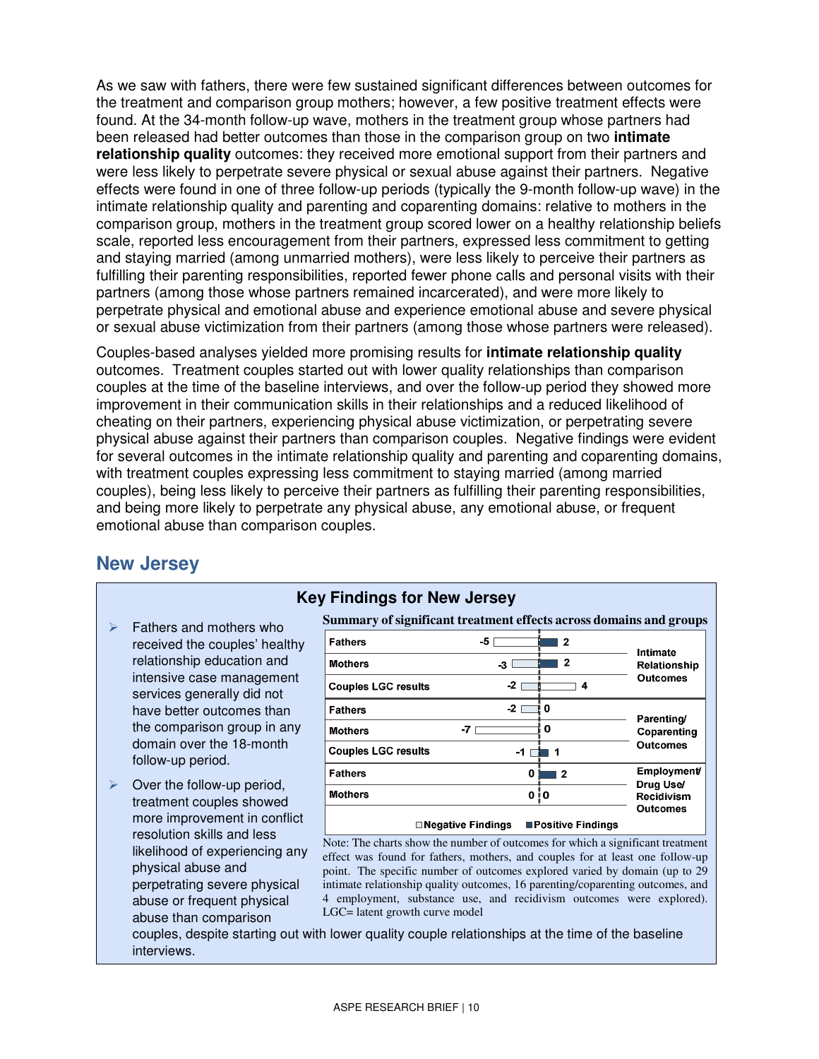As we saw with fathers, there were few sustained significant differences between outcomes for the treatment and comparison group mothers; however, a few positive treatment effects were found. At the 34-month follow-up wave, mothers in the treatment group whose partners had been released had better outcomes than those in the comparison group on two **intimate relationship quality** outcomes: they received more emotional support from their partners and were less likely to perpetrate severe physical or sexual abuse against their partners. Negative effects were found in one of three follow-up periods (typically the 9-month follow-up wave) in the intimate relationship quality and parenting and coparenting domains: relative to mothers in the comparison group, mothers in the treatment group scored lower on a healthy relationship beliefs scale, reported less encouragement from their partners, expressed less commitment to getting and staying married (among unmarried mothers), were less likely to perceive their partners as fulfilling their parenting responsibilities, reported fewer phone calls and personal visits with their partners (among those whose partners remained incarcerated), and were more likely to perpetrate physical and emotional abuse and experience emotional abuse and severe physical or sexual abuse victimization from their partners (among those whose partners were released).

Couples-based analyses yielded more promising results for **intimate relationship quality** outcomes. Treatment couples started out with lower quality relationships than comparison couples at the time of the baseline interviews, and over the follow-up period they showed more improvement in their communication skills in their relationships and a reduced likelihood of cheating on their partners, experiencing physical abuse victimization, or perpetrating severe physical abuse against their partners than comparison couples. Negative findings were evident for several outcomes in the intimate relationship quality and parenting and coparenting domains, with treatment couples expressing less commitment to staying married (among married couples), being less likely to perceive their partners as fulfilling their parenting responsibilities, and being more likely to perpetrate any physical abuse, any emotional abuse, or frequent emotional abuse than comparison couples.

## New Jersey

### Key Findings for New Jersey

- Fathers and mothers who received the couples' healthy relationship education and intensive case management services generally did not have better outcomes than the comparison group in any domain over the 18-month follow-up period.
- Over the follow-up period, treatment couples showed more improvement in conflict resolution skills and less likelihood of experiencing any physical abuse and perpetrating severe physical abuse or frequent physical abuse than comparison couples, despite starting out with lower quality couple relationships at the time of the baseline interviews.

**Summary of significant treatment effects across domains and groups**

| Group | Negative Findings | Positive Findings | Domain |
|---|---|---|---|
| Fathers | -5 | 2 | Intimate Relationship Outcomes |
| Mothers | -3 | 2 | Intimate Relationship Outcomes |
| Couples LGC results | -2 | 4 | Intimate Relationship Outcomes |
| Fathers | -2 | 0 | Parenting/ Coparenting Outcomes |
| Mothers | -7 | 0 | Parenting/ Coparenting Outcomes |
| Couples LGC results | -1 | 1 | Parenting/ Coparenting Outcomes |
| Fathers | 0 | 2 | Employment/ Drug Use/ Recidivism Outcomes |
| Mothers | 0 | 0 | Employment/ Drug Use/ Recidivism Outcomes |

Note: The charts show the number of outcomes for which a significant treatment effect was found for fathers, mothers, and couples for at least one follow-up point. The specific number of outcomes explored varied by domain (up to 29 intimate relationship quality outcomes, 16 parenting/coparenting outcomes, and 4 employment, substance use, and recidivism outcomes were explored). LGC= latent growth curve model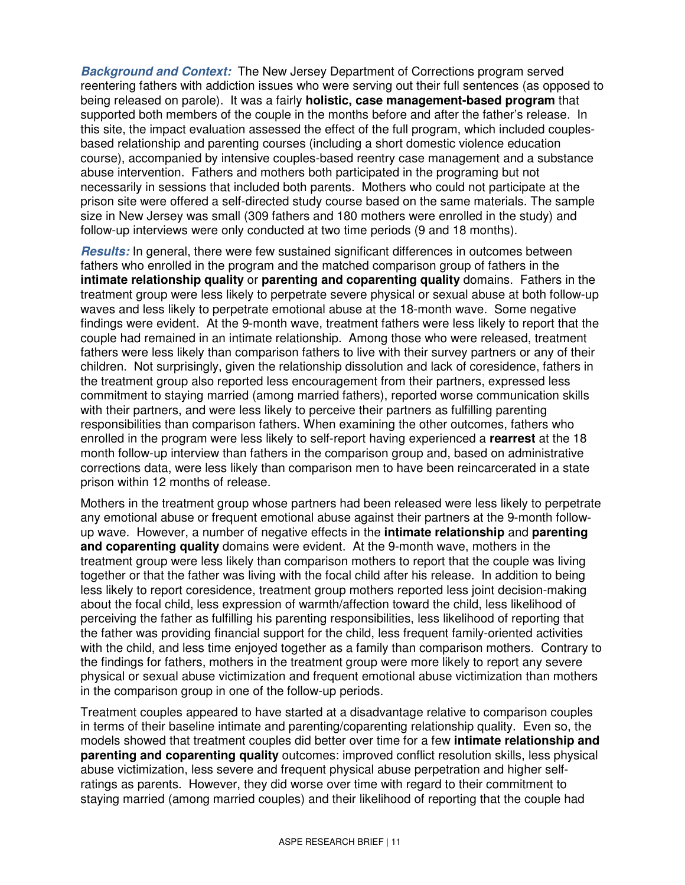***Background and Context:*** The New Jersey Department of Corrections program served reentering fathers with addiction issues who were serving out their full sentences (as opposed to being released on parole). It was a fairly **holistic, case management-based program** that supported both members of the couple in the months before and after the father's release. In this site, the impact evaluation assessed the effect of the full program, which included couples-based relationship and parenting courses (including a short domestic violence education course), accompanied by intensive couples-based reentry case management and a substance abuse intervention. Fathers and mothers both participated in the programing but not necessarily in sessions that included both parents. Mothers who could not participate at the prison site were offered a self-directed study course based on the same materials. The sample size in New Jersey was small (309 fathers and 180 mothers were enrolled in the study) and follow-up interviews were only conducted at two time periods (9 and 18 months).

***Results:*** In general, there were few sustained significant differences in outcomes between fathers who enrolled in the program and the matched comparison group of fathers in the **intimate relationship quality** or **parenting and coparenting quality** domains. Fathers in the treatment group were less likely to perpetrate severe physical or sexual abuse at both follow-up waves and less likely to perpetrate emotional abuse at the 18-month wave. Some negative findings were evident. At the 9-month wave, treatment fathers were less likely to report that the couple had remained in an intimate relationship. Among those who were released, treatment fathers were less likely than comparison fathers to live with their survey partners or any of their children. Not surprisingly, given the relationship dissolution and lack of coresidence, fathers in the treatment group also reported less encouragement from their partners, expressed less commitment to staying married (among married fathers), reported worse communication skills with their partners, and were less likely to perceive their partners as fulfilling parenting responsibilities than comparison fathers. When examining the other outcomes, fathers who enrolled in the program were less likely to self-report having experienced a **rearrest** at the 18 month follow-up interview than fathers in the comparison group and, based on administrative corrections data, were less likely than comparison men to have been reincarcerated in a state prison within 12 months of release.

Mothers in the treatment group whose partners had been released were less likely to perpetrate any emotional abuse or frequent emotional abuse against their partners at the 9-month follow-up wave. However, a number of negative effects in the **intimate relationship** and **parenting and coparenting quality** domains were evident. At the 9-month wave, mothers in the treatment group were less likely than comparison mothers to report that the couple was living together or that the father was living with the focal child after his release. In addition to being less likely to report coresidence, treatment group mothers reported less joint decision-making about the focal child, less expression of warmth/affection toward the child, less likelihood of perceiving the father as fulfilling his parenting responsibilities, less likelihood of reporting that the father was providing financial support for the child, less frequent family-oriented activities with the child, and less time enjoyed together as a family than comparison mothers. Contrary to the findings for fathers, mothers in the treatment group were more likely to report any severe physical or sexual abuse victimization and frequent emotional abuse victimization than mothers in the comparison group in one of the follow-up periods.

Treatment couples appeared to have started at a disadvantage relative to comparison couples in terms of their baseline intimate and parenting/coparenting relationship quality. Even so, the models showed that treatment couples did better over time for a few **intimate relationship and parenting and coparenting quality** outcomes: improved conflict resolution skills, less physical abuse victimization, less severe and frequent physical abuse perpetration and higher self-ratings as parents. However, they did worse over time with regard to their commitment to staying married (among married couples) and their likelihood of reporting that the couple had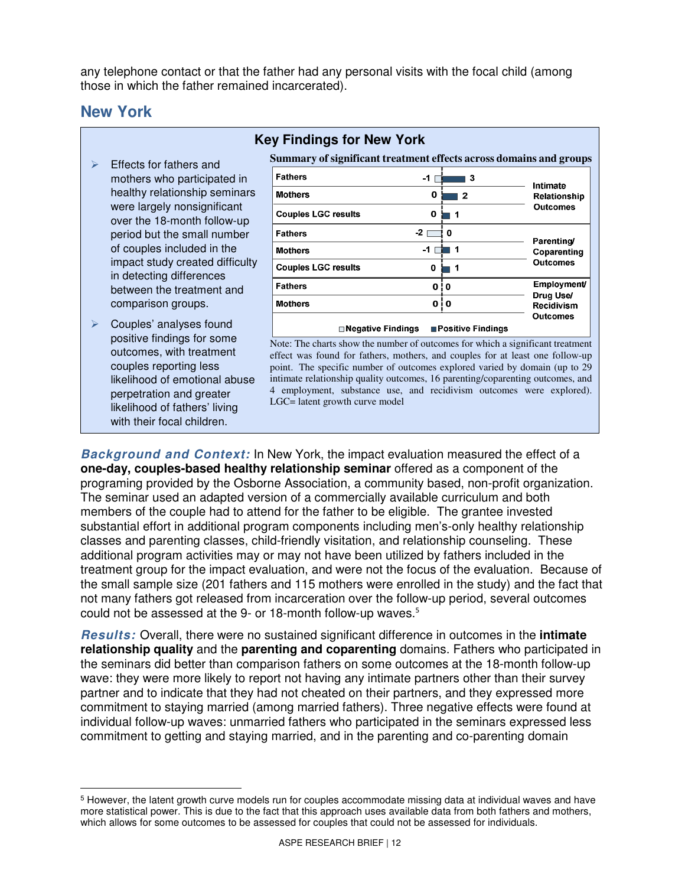any telephone contact or that the father had any personal visits with the focal child (among those in which the father remained incarcerated).

## New York

### Key Findings for New York

- Effects for fathers and mothers who participated in healthy relationship seminars were largely nonsignificant over the 18-month follow-up period but the small number of couples included in the impact study created difficulty in detecting differences between the treatment and comparison groups.
- Couples' analyses found positive findings for some outcomes, with treatment couples reporting less likelihood of emotional abuse perpetration and greater likelihood of fathers' living with their focal children.

**Summary of significant treatment effects across domains and groups**

| Group | Negative Findings | Positive Findings | Domain |
|---|---|---|---|
| Fathers | -1 | 3 | Intimate Relationship Outcomes |
| Mothers | 0 | 2 | Intimate Relationship Outcomes |
| Couples LGC results | 0 | 1 | Intimate Relationship Outcomes |
| Fathers | -2 | 0 | Parenting/ Coparenting Outcomes |
| Mothers | -1 | 1 | Parenting/ Coparenting Outcomes |
| Couples LGC results | 0 | 1 | Parenting/ Coparenting Outcomes |
| Fathers | 0 | 0 | Employment/ Drug Use/ Recidivism Outcomes |
| Mothers | 0 | 0 | Employment/ Drug Use/ Recidivism Outcomes |

Note: The charts show the number of outcomes for which a significant treatment effect was found for fathers, mothers, and couples for at least one follow-up point. The specific number of outcomes explored varied by domain (up to 29 intimate relationship quality outcomes, 16 parenting/coparenting outcomes, and 4 employment, substance use, and recidivism outcomes were explored). LGC= latent growth curve model

***Background and Context:*** In New York, the impact evaluation measured the effect of a **one-day, couples-based healthy relationship seminar** offered as a component of the programing provided by the Osborne Association, a community based, non-profit organization. The seminar used an adapted version of a commercially available curriculum and both members of the couple had to attend for the father to be eligible. The grantee invested substantial effort in additional program components including men's-only healthy relationship classes and parenting classes, child-friendly visitation, and relationship counseling. These additional program activities may or may not have been utilized by fathers included in the treatment group for the impact evaluation, and were not the focus of the evaluation. Because of the small sample size (201 fathers and 115 mothers were enrolled in the study) and the fact that not many fathers got released from incarceration over the follow-up period, several outcomes could not be assessed at the 9- or 18-month follow-up waves.[5]

***Results:*** Overall, there were no sustained significant difference in outcomes in the **intimate relationship quality** and the **parenting and coparenting** domains. Fathers who participated in the seminars did better than comparison fathers on some outcomes at the 18-month follow-up wave: they were more likely to report not having any intimate partners other than their survey partner and to indicate that they had not cheated on their partners, and they expressed more commitment to staying married (among married fathers). Three negative effects were found at individual follow-up waves: unmarried fathers who participated in the seminars expressed less commitment to getting and staying married, and in the parenting and co-parenting domain

---

[5] However, the latent growth curve models run for couples accommodate missing data at individual waves and have more statistical power. This is due to the fact that this approach uses available data from both fathers and mothers, which allows for some outcomes to be assessed for couples that could not be assessed for individuals.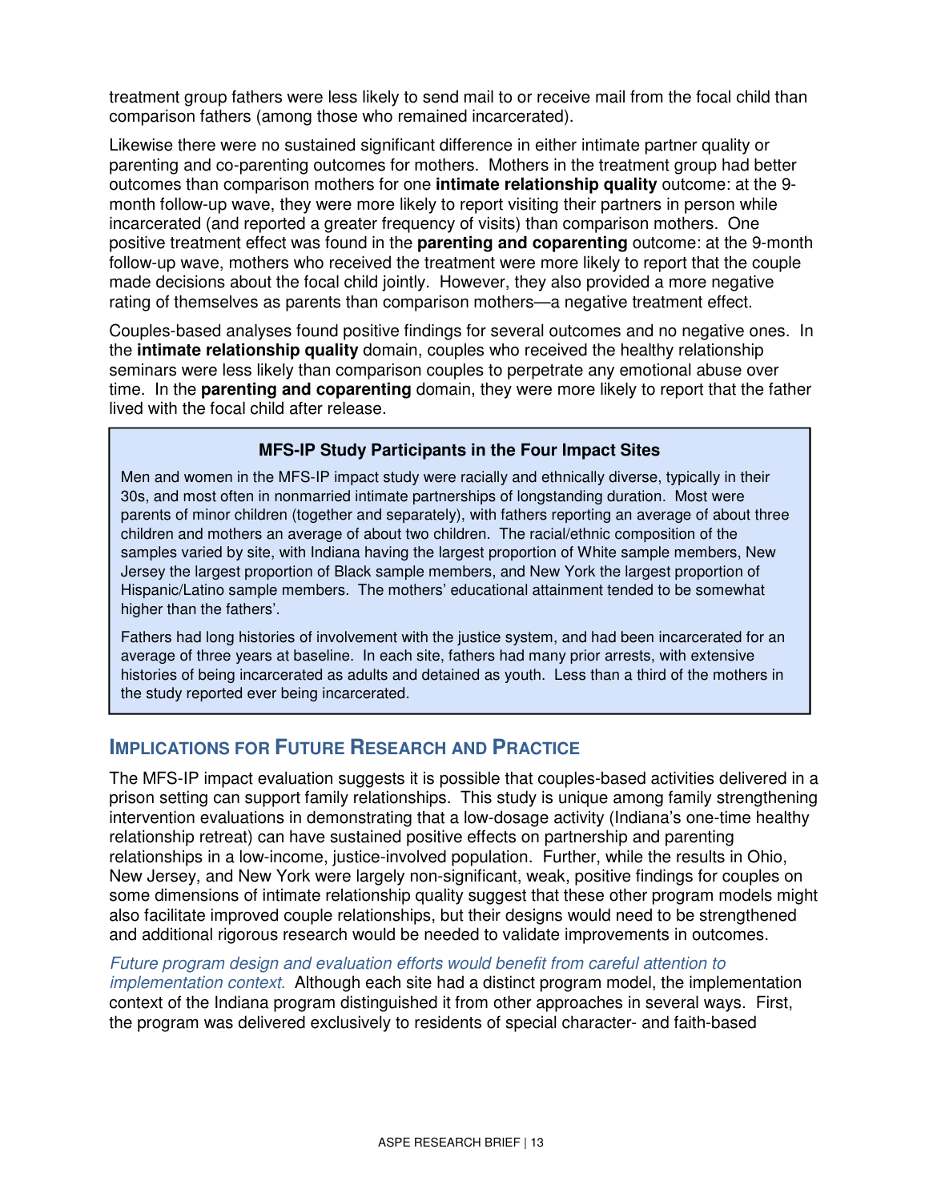treatment group fathers were less likely to send mail to or receive mail from the focal child than comparison fathers (among those who remained incarcerated).

Likewise there were no sustained significant difference in either intimate partner quality or parenting and co-parenting outcomes for mothers. Mothers in the treatment group had better outcomes than comparison mothers for one **intimate relationship quality** outcome: at the 9-month follow-up wave, they were more likely to report visiting their partners in person while incarcerated (and reported a greater frequency of visits) than comparison mothers. One positive treatment effect was found in the **parenting and coparenting** outcome: at the 9-month follow-up wave, mothers who received the treatment were more likely to report that the couple made decisions about the focal child jointly. However, they also provided a more negative rating of themselves as parents than comparison mothers—a negative treatment effect.

Couples-based analyses found positive findings for several outcomes and no negative ones. In the **intimate relationship quality** domain, couples who received the healthy relationship seminars were less likely than comparison couples to perpetrate any emotional abuse over time. In the **parenting and coparenting** domain, they were more likely to report that the father lived with the focal child after release.

> **MFS-IP Study Participants in the Four Impact Sites**
>
> Men and women in the MFS-IP impact study were racially and ethnically diverse, typically in their 30s, and most often in nonmarried intimate partnerships of longstanding duration. Most were parents of minor children (together and separately), with fathers reporting an average of about three children and mothers an average of about two children. The racial/ethnic composition of the samples varied by site, with Indiana having the largest proportion of White sample members, New Jersey the largest proportion of Black sample members, and New York the largest proportion of Hispanic/Latino sample members. The mothers' educational attainment tended to be somewhat higher than the fathers'.
>
> Fathers had long histories of involvement with the justice system, and had been incarcerated for an average of three years at baseline. In each site, fathers had many prior arrests, with extensive histories of being incarcerated as adults and detained as youth. Less than a third of the mothers in the study reported ever being incarcerated.

## Implications for Future Research and Practice

The MFS-IP impact evaluation suggests it is possible that couples-based activities delivered in a prison setting can support family relationships. This study is unique among family strengthening intervention evaluations in demonstrating that a low-dosage activity (Indiana's one-time healthy relationship retreat) can have sustained positive effects on partnership and parenting relationships in a low-income, justice-involved population. Further, while the results in Ohio, New Jersey, and New York were largely non-significant, weak, positive findings for couples on some dimensions of intimate relationship quality suggest that these other program models might also facilitate improved couple relationships, but their designs would need to be strengthened and additional rigorous research would be needed to validate improvements in outcomes.

*Future program design and evaluation efforts would benefit from careful attention to implementation context.* Although each site had a distinct program model, the implementation context of the Indiana program distinguished it from other approaches in several ways. First, the program was delivered exclusively to residents of special character- and faith-based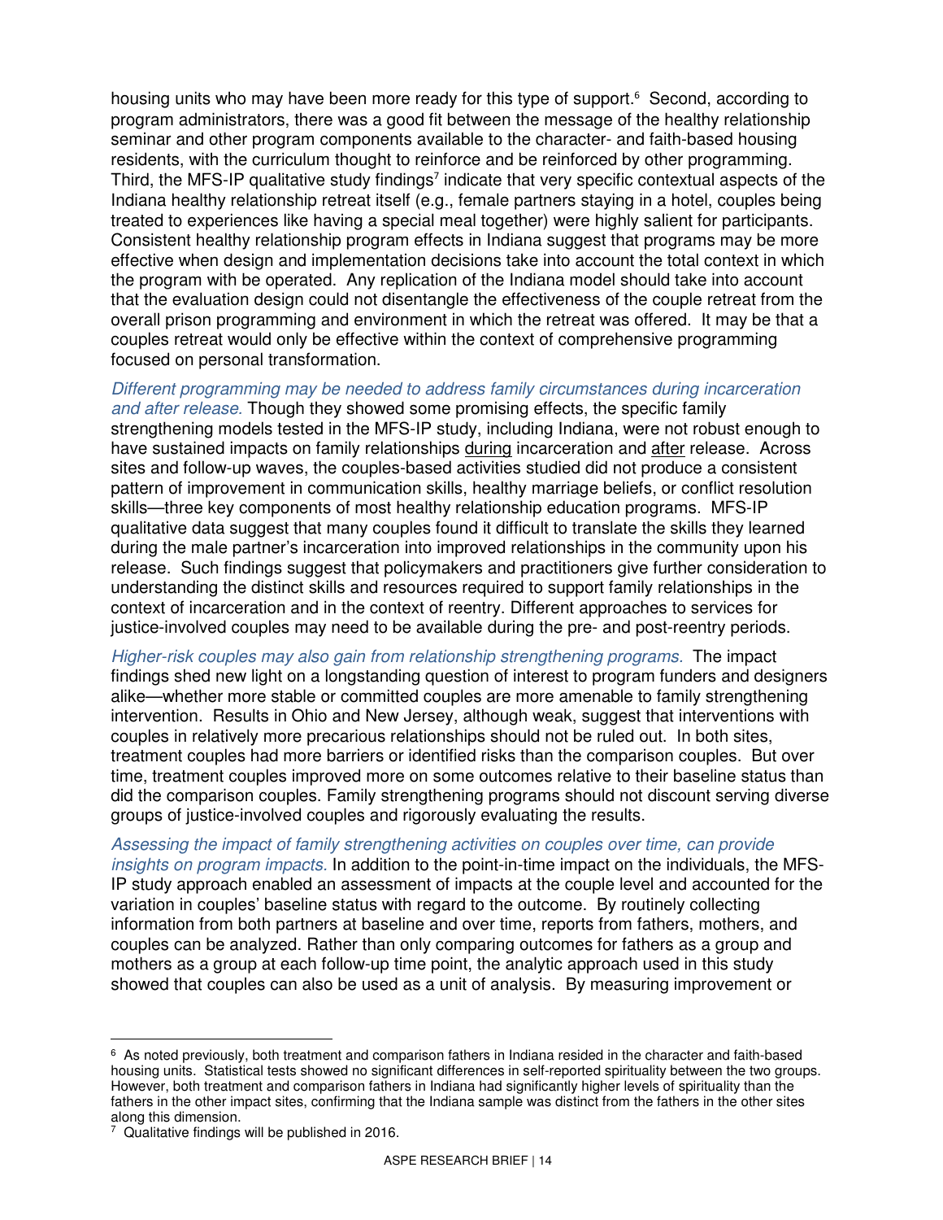housing units who may have been more ready for this type of support.[6] Second, according to program administrators, there was a good fit between the message of the healthy relationship seminar and other program components available to the character- and faith-based housing residents, with the curriculum thought to reinforce and be reinforced by other programming. Third, the MFS-IP qualitative study findings[7] indicate that very specific contextual aspects of the Indiana healthy relationship retreat itself (e.g., female partners staying in a hotel, couples being treated to experiences like having a special meal together) were highly salient for participants. Consistent healthy relationship program effects in Indiana suggest that programs may be more effective when design and implementation decisions take into account the total context in which the program with be operated. Any replication of the Indiana model should take into account that the evaluation design could not disentangle the effectiveness of the couple retreat from the overall prison programming and environment in which the retreat was offered. It may be that a couples retreat would only be effective within the context of comprehensive programming focused on personal transformation.

*Different programming may be needed to address family circumstances during incarceration and after release.* Though they showed some promising effects, the specific family strengthening models tested in the MFS-IP study, including Indiana, were not robust enough to have sustained impacts on family relationships <u>during</u> incarceration and <u>after</u> release. Across sites and follow-up waves, the couples-based activities studied did not produce a consistent pattern of improvement in communication skills, healthy marriage beliefs, or conflict resolution skills—three key components of most healthy relationship education programs. MFS-IP qualitative data suggest that many couples found it difficult to translate the skills they learned during the male partner's incarceration into improved relationships in the community upon his release. Such findings suggest that policymakers and practitioners give further consideration to understanding the distinct skills and resources required to support family relationships in the context of incarceration and in the context of reentry. Different approaches to services for justice-involved couples may need to be available during the pre- and post-reentry periods.

*Higher-risk couples may also gain from relationship strengthening programs.* The impact findings shed new light on a longstanding question of interest to program funders and designers alike—whether more stable or committed couples are more amenable to family strengthening intervention. Results in Ohio and New Jersey, although weak, suggest that interventions with couples in relatively more precarious relationships should not be ruled out. In both sites, treatment couples had more barriers or identified risks than the comparison couples. But over time, treatment couples improved more on some outcomes relative to their baseline status than did the comparison couples. Family strengthening programs should not discount serving diverse groups of justice-involved couples and rigorously evaluating the results.

*Assessing the impact of family strengthening activities on couples over time, can provide insights on program impacts.* In addition to the point-in-time impact on the individuals, the MFS-IP study approach enabled an assessment of impacts at the couple level and accounted for the variation in couples' baseline status with regard to the outcome. By routinely collecting information from both partners at baseline and over time, reports from fathers, mothers, and couples can be analyzed. Rather than only comparing outcomes for fathers as a group and mothers as a group at each follow-up time point, the analytic approach used in this study showed that couples can also be used as a unit of analysis. By measuring improvement or

---

[6] As noted previously, both treatment and comparison fathers in Indiana resided in the character and faith-based housing units. Statistical tests showed no significant differences in self-reported spirituality between the two groups. However, both treatment and comparison fathers in Indiana had significantly higher levels of spirituality than the fathers in the other impact sites, confirming that the Indiana sample was distinct from the fathers in the other sites along this dimension.

[7] Qualitative findings will be published in 2016.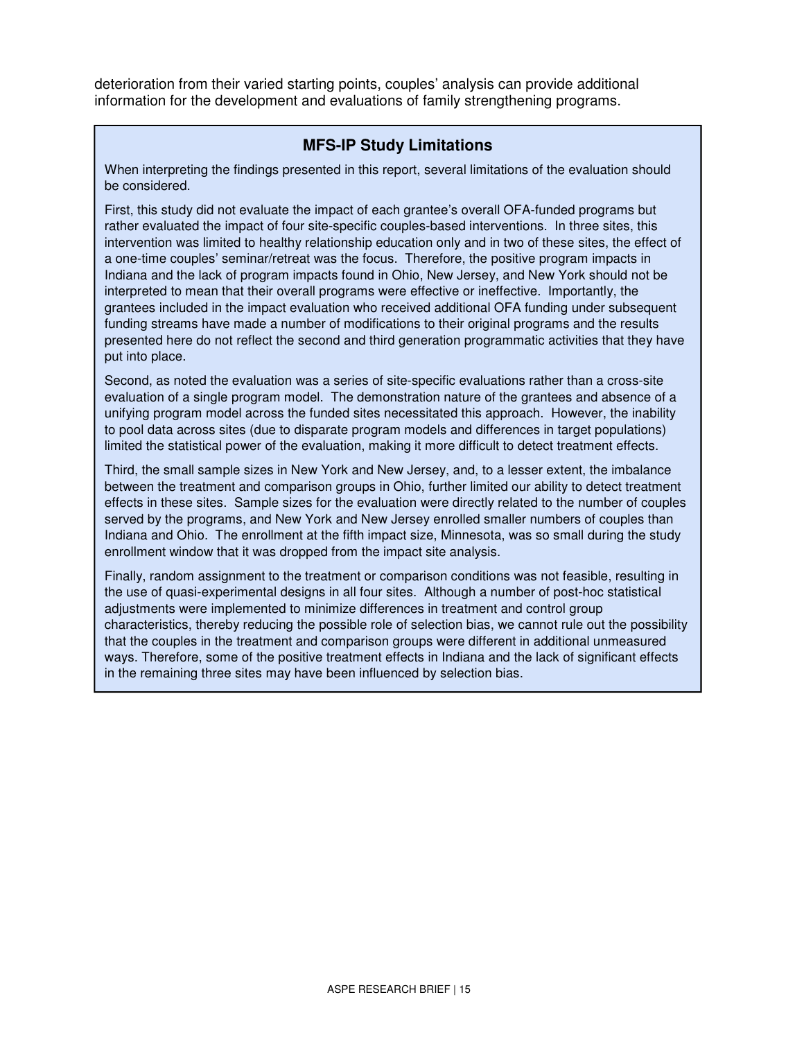deterioration from their varied starting points, couples' analysis can provide additional information for the development and evaluations of family strengthening programs.

### MFS-IP Study Limitations

When interpreting the findings presented in this report, several limitations of the evaluation should be considered.

First, this study did not evaluate the impact of each grantee's overall OFA-funded programs but rather evaluated the impact of four site-specific couples-based interventions. In three sites, this intervention was limited to healthy relationship education only and in two of these sites, the effect of a one-time couples' seminar/retreat was the focus. Therefore, the positive program impacts in Indiana and the lack of program impacts found in Ohio, New Jersey, and New York should not be interpreted to mean that their overall programs were effective or ineffective. Importantly, the grantees included in the impact evaluation who received additional OFA funding under subsequent funding streams have made a number of modifications to their original programs and the results presented here do not reflect the second and third generation programmatic activities that they have put into place.

Second, as noted the evaluation was a series of site-specific evaluations rather than a cross-site evaluation of a single program model. The demonstration nature of the grantees and absence of a unifying program model across the funded sites necessitated this approach. However, the inability to pool data across sites (due to disparate program models and differences in target populations) limited the statistical power of the evaluation, making it more difficult to detect treatment effects.

Third, the small sample sizes in New York and New Jersey, and, to a lesser extent, the imbalance between the treatment and comparison groups in Ohio, further limited our ability to detect treatment effects in these sites. Sample sizes for the evaluation were directly related to the number of couples served by the programs, and New York and New Jersey enrolled smaller numbers of couples than Indiana and Ohio. The enrollment at the fifth impact size, Minnesota, was so small during the study enrollment window that it was dropped from the impact site analysis.

Finally, random assignment to the treatment or comparison conditions was not feasible, resulting in the use of quasi-experimental designs in all four sites. Although a number of post-hoc statistical adjustments were implemented to minimize differences in treatment and control group characteristics, thereby reducing the possible role of selection bias, we cannot rule out the possibility that the couples in the treatment and comparison groups were different in additional unmeasured ways. Therefore, some of the positive treatment effects in Indiana and the lack of significant effects in the remaining three sites may have been influenced by selection bias.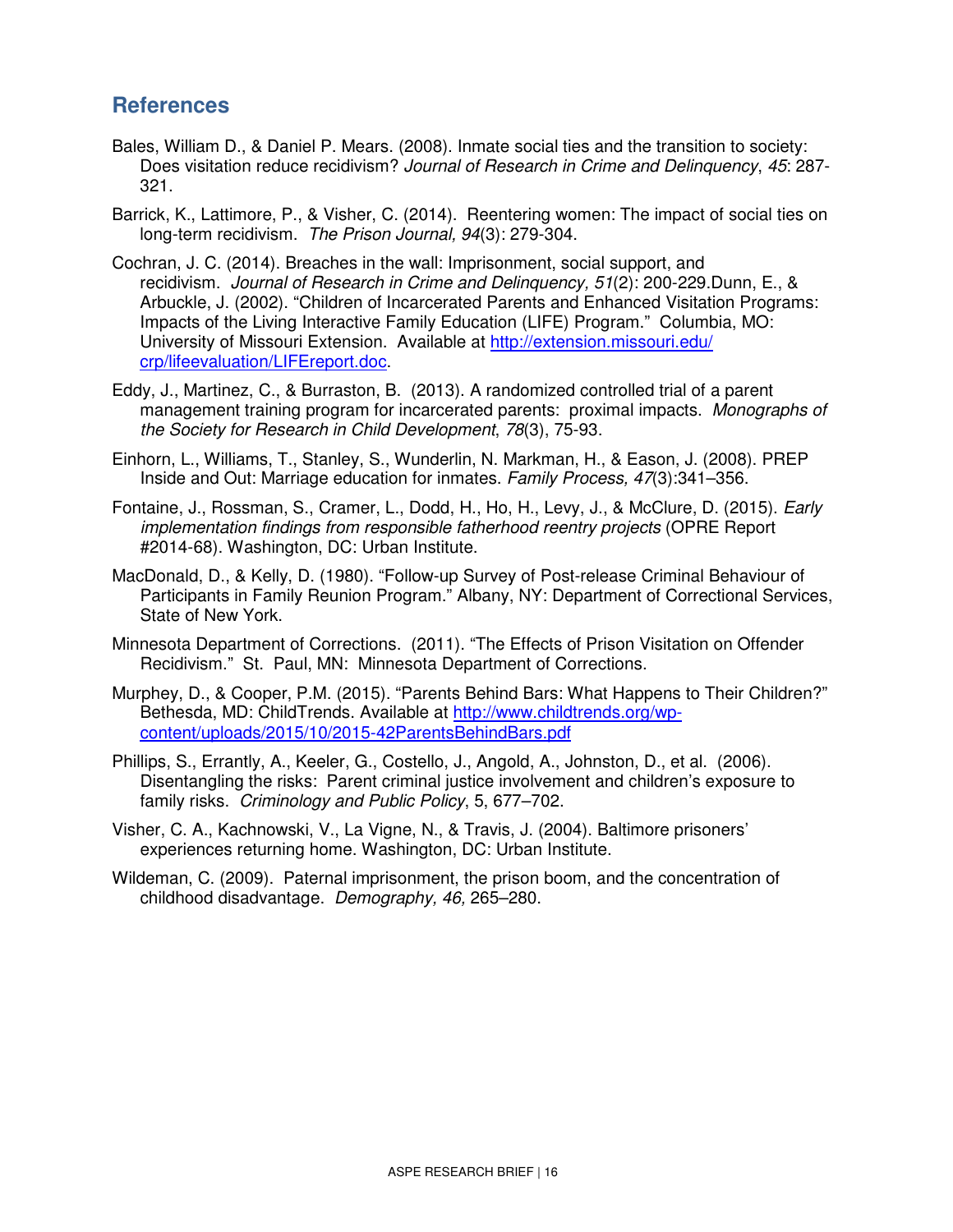## References

Bales, William D., & Daniel P. Mears. (2008). Inmate social ties and the transition to society: Does visitation reduce recidivism? *Journal of Research in Crime and Delinquency*, *45*: 287-321.

Barrick, K., Lattimore, P., & Visher, C. (2014). Reentering women: The impact of social ties on long-term recidivism. *The Prison Journal, 94*(3): 279-304.

Cochran, J. C. (2014). Breaches in the wall: Imprisonment, social support, and recidivism. *Journal of Research in Crime and Delinquency, 51*(2): 200-229.Dunn, E., & Arbuckle, J. (2002). "Children of Incarcerated Parents and Enhanced Visitation Programs: Impacts of the Living Interactive Family Education (LIFE) Program." Columbia, MO: University of Missouri Extension. Available at [http://extension.missouri.edu/crp/lifeevaluation/LIFEreport.doc](http://extension.missouri.edu/crp/lifeevaluation/LIFEreport.doc).

Eddy, J., Martinez, C., & Burraston, B. (2013). A randomized controlled trial of a parent management training program for incarcerated parents: proximal impacts. *Monographs of the Society for Research in Child Development*, *78*(3), 75-93.

Einhorn, L., Williams, T., Stanley, S., Wunderlin, N. Markman, H., & Eason, J. (2008). PREP Inside and Out: Marriage education for inmates. *Family Process, 47*(3):341–356.

Fontaine, J., Rossman, S., Cramer, L., Dodd, H., Ho, H., Levy, J., & McClure, D. (2015). *Early implementation findings from responsible fatherhood reentry projects* (OPRE Report #2014-68). Washington, DC: Urban Institute.

MacDonald, D., & Kelly, D. (1980). "Follow-up Survey of Post-release Criminal Behaviour of Participants in Family Reunion Program." Albany, NY: Department of Correctional Services, State of New York.

Minnesota Department of Corrections. (2011). "The Effects of Prison Visitation on Offender Recidivism." St. Paul, MN: Minnesota Department of Corrections.

Murphey, D., & Cooper, P.M. (2015). "Parents Behind Bars: What Happens to Their Children?" Bethesda, MD: ChildTrends. Available at [http://www.childtrends.org/wp-content/uploads/2015/10/2015-42ParentsBehindBars.pdf](http://www.childtrends.org/wp-content/uploads/2015/10/2015-42ParentsBehindBars.pdf)

Phillips, S., Errantly, A., Keeler, G., Costello, J., Angold, A., Johnston, D., et al. (2006). Disentangling the risks: Parent criminal justice involvement and children's exposure to family risks. *Criminology and Public Policy*, 5, 677–702.

Visher, C. A., Kachnowski, V., La Vigne, N., & Travis, J. (2004). Baltimore prisoners' experiences returning home. Washington, DC: Urban Institute.

Wildeman, C. (2009). Paternal imprisonment, the prison boom, and the concentration of childhood disadvantage. *Demography, 46,* 265–280.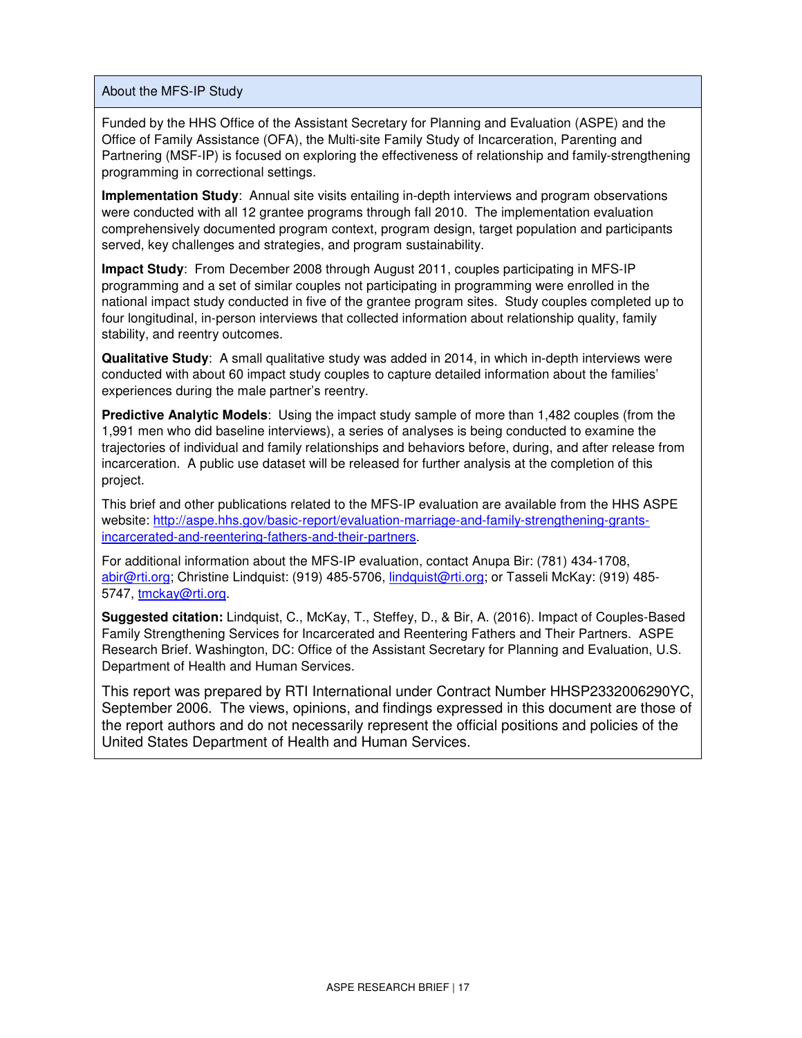## About the MFS-IP Study

Funded by the HHS Office of the Assistant Secretary for Planning and Evaluation (ASPE) and the Office of Family Assistance (OFA), the Multi-site Family Study of Incarceration, Parenting and Partnering (MSF-IP) is focused on exploring the effectiveness of relationship and family-strengthening programming in correctional settings.

**Implementation Study**: Annual site visits entailing in-depth interviews and program observations were conducted with all 12 grantee programs through fall 2010. The implementation evaluation comprehensively documented program context, program design, target population and participants served, key challenges and strategies, and program sustainability.

**Impact Study**: From December 2008 through August 2011, couples participating in MFS-IP programming and a set of similar couples not participating in programming were enrolled in the national impact study conducted in five of the grantee program sites. Study couples completed up to four longitudinal, in-person interviews that collected information about relationship quality, family stability, and reentry outcomes.

**Qualitative Study**: A small qualitative study was added in 2014, in which in-depth interviews were conducted with about 60 impact study couples to capture detailed information about the families' experiences during the male partner's reentry.

**Predictive Analytic Models**: Using the impact study sample of more than 1,482 couples (from the 1,991 men who did baseline interviews), a series of analyses is being conducted to examine the trajectories of individual and family relationships and behaviors before, during, and after release from incarceration. A public use dataset will be released for further analysis at the completion of this project.

This brief and other publications related to the MFS-IP evaluation are available from the HHS ASPE website: [http://aspe.hhs.gov/basic-report/evaluation-marriage-and-family-strengthening-grants-incarcerated-and-reentering-fathers-and-their-partners](http://aspe.hhs.gov/basic-report/evaluation-marriage-and-family-strengthening-grants-incarcerated-and-reentering-fathers-and-their-partners).

For additional information about the MFS-IP evaluation, contact Anupa Bir: (781) 434-1708, abir@rti.org; Christine Lindquist: (919) 485-5706, lindquist@rti.org; or Tasseli McKay: (919) 485-5747, tmckay@rti.org.

**Suggested citation:** Lindquist, C., McKay, T., Steffey, D., & Bir, A. (2016). Impact of Couples-Based Family Strengthening Services for Incarcerated and Reentering Fathers and Their Partners. ASPE Research Brief. Washington, DC: Office of the Assistant Secretary for Planning and Evaluation, U.S. Department of Health and Human Services.

This report was prepared by RTI International under Contract Number HHSP2332006290YC, September 2006. The views, opinions, and findings expressed in this document are those of the report authors and do not necessarily represent the official positions and policies of the United States Department of Health and Human Services.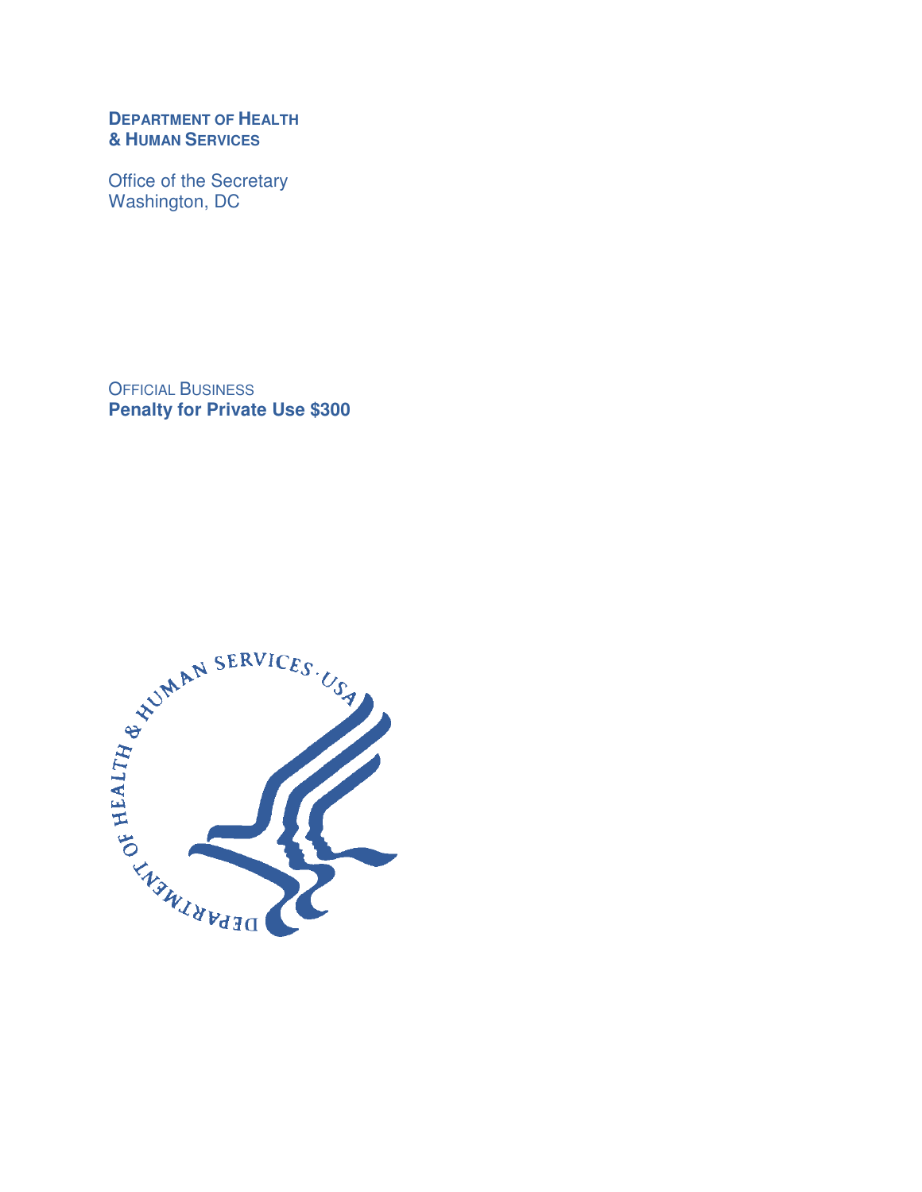**DEPARTMENT OF HEALTH**
**& HUMAN SERVICES**

Office of the Secretary
Washington, DC

OFFICIAL BUSINESS
**Penalty for Private Use $300**